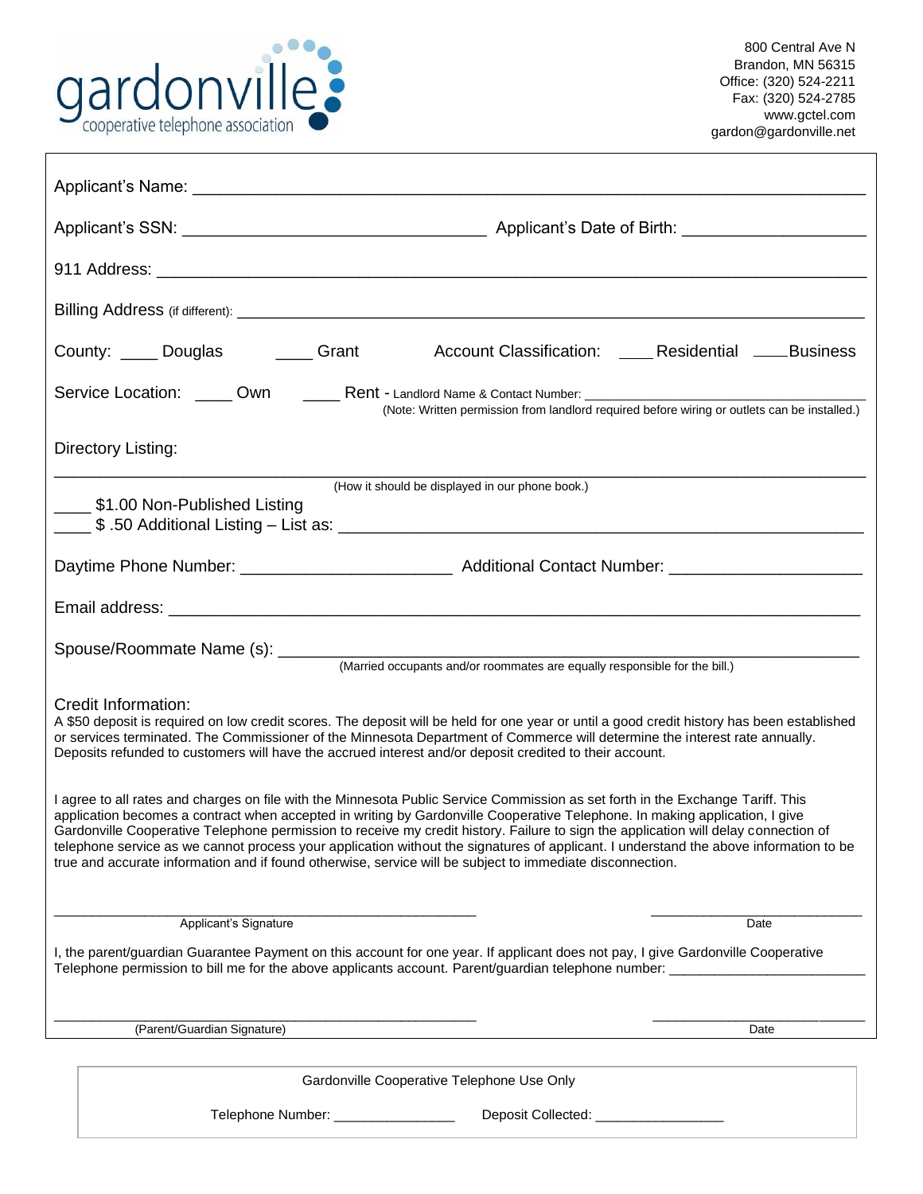gardonville cooperative telephone association

800 Central Ave N
Brandon, MN 56315
Office: (320) 524-2211
Fax: (320) 524-2785
www.gctel.com
gardon@gardonville.net

Applicant's Name: ______________________________________________

Applicant's SSN: ______________________ Applicant's Date of Birth: ____________

911 Address: ______________________________________________

Billing Address (if different): ______________________________________________

County: ____ Douglas ____ Grant Account Classification: ____ Residential ____Business

Service Location: ____ Own ____ Rent - Landlord Name & Contact Number: ______________________
(Note: Written permission from landlord required before wiring or outlets can be installed.)

Directory Listing:

______________________________________________
(How it should be displayed in our phone book.)

____ $1.00 Non-Published Listing
____ $ .50 Additional Listing – List as: ______________________________

Daytime Phone Number: ______________ Additional Contact Number: ______________

Email address: ______________________________________________

Spouse/Roommate Name (s): ______________________________________________
(Married occupants and/or roommates are equally responsible for the bill.)

Credit Information:
A $50 deposit is required on low credit scores. The deposit will be held for one year or until a good credit history has been established or services terminated. The Commissioner of the Minnesota Department of Commerce will determine the interest rate annually. Deposits refunded to customers will have the accrued interest and/or deposit credited to their account.

I agree to all rates and charges on file with the Minnesota Public Service Commission as set forth in the Exchange Tariff. This application becomes a contract when accepted in writing by Gardonville Cooperative Telephone. In making application, I give Gardonville Cooperative Telephone permission to receive my credit history. Failure to sign the application will delay connection of telephone service as we cannot process your application without the signatures of applicant. I understand the above information to be true and accurate information and if found otherwise, service will be subject to immediate disconnection.

______________________________ ______________
Applicant's Signature Date

I, the parent/guardian Guarantee Payment on this account for one year. If applicant does not pay, I give Gardonville Cooperative Telephone permission to bill me for the above applicants account. Parent/guardian telephone number: ______________

______________________________ ______________
(Parent/Guardian Signature) Date

Gardonville Cooperative Telephone Use Only

Telephone Number: ______________ Deposit Collected: ______________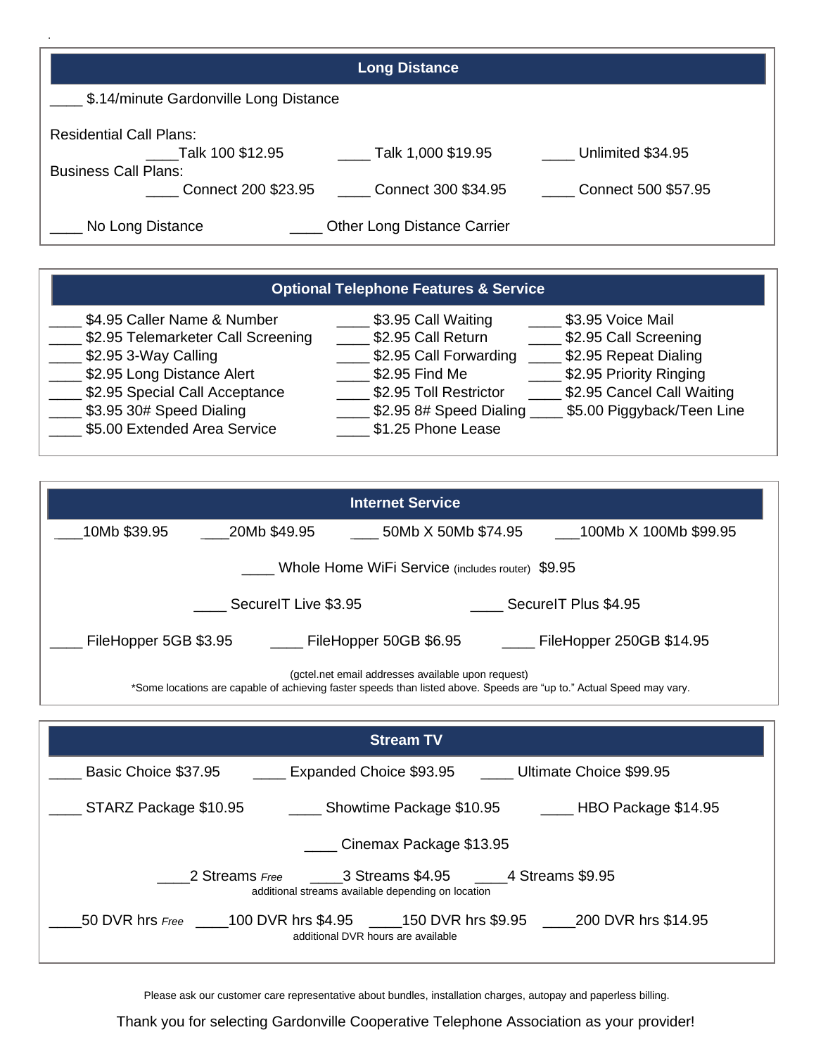## Long Distance

____ $.14/minute Gardonville Long Distance

Residential Call Plans:

____ Talk 100 $12.95 ____ Talk 1,000 $19.95 ____ Unlimited $34.95

Business Call Plans:

____ Connect 200 $23.95 ____ Connect 300 $34.95 ____ Connect 500 $57.95

____ No Long Distance ____ Other Long Distance Carrier

## Optional Telephone Features & Service

| | | |
|---|---|---|
| ____ $4.95 Caller Name & Number | ____ $3.95 Call Waiting | ____ $3.95 Voice Mail |
| ____ $2.95 Telemarketer Call Screening | ____ $2.95 Call Return | ____ $2.95 Call Screening |
| ____ $2.95 3-Way Calling | ____ $2.95 Call Forwarding | ____ $2.95 Repeat Dialing |
| ____ $2.95 Long Distance Alert | ____ $2.95 Find Me | ____ $2.95 Priority Ringing |
| ____ $2.95 Special Call Acceptance | ____ $2.95 Toll Restrictor | ____ $2.95 Cancel Call Waiting |
| ____ $3.95 30# Speed Dialing | ____ $2.95 8# Speed Dialing | ____ $5.00 Piggyback/Teen Line |
| ____ $5.00 Extended Area Service | ____ $1.25 Phone Lease | |

## Internet Service

____ 10Mb $39.95 ____ 20Mb $49.95 ____ 50Mb X 50Mb $74.95 ____ 100Mb X 100Mb $99.95

____ Whole Home WiFi Service (includes router) $9.95

____ SecureIT Live $3.95 ____ SecureIT Plus $4.95

____ FileHopper 5GB $3.95 ____ FileHopper 50GB $6.95 ____ FileHopper 250GB $14.95

(gctel.net email addresses available upon request)

*Some locations are capable of achieving faster speeds than listed above. Speeds are "up to." Actual Speed may vary.

## Stream TV

____ Basic Choice $37.95 ____ Expanded Choice $93.95 ____ Ultimate Choice $99.95

____ STARZ Package $10.95 ____ Showtime Package $10.95 ____ HBO Package $14.95

____ Cinemax Package $13.95

____ 2 Streams *Free* ____ 3 Streams $4.95 ____ 4 Streams $9.95

additional streams available depending on location

____ 50 DVR hrs *Free* ____ 100 DVR hrs $4.95 ____ 150 DVR hrs $9.95 ____ 200 DVR hrs $14.95

additional DVR hours are available

Please ask our customer care representative about bundles, installation charges, autopay and paperless billing.

Thank you for selecting Gardonville Cooperative Telephone Association as your provider!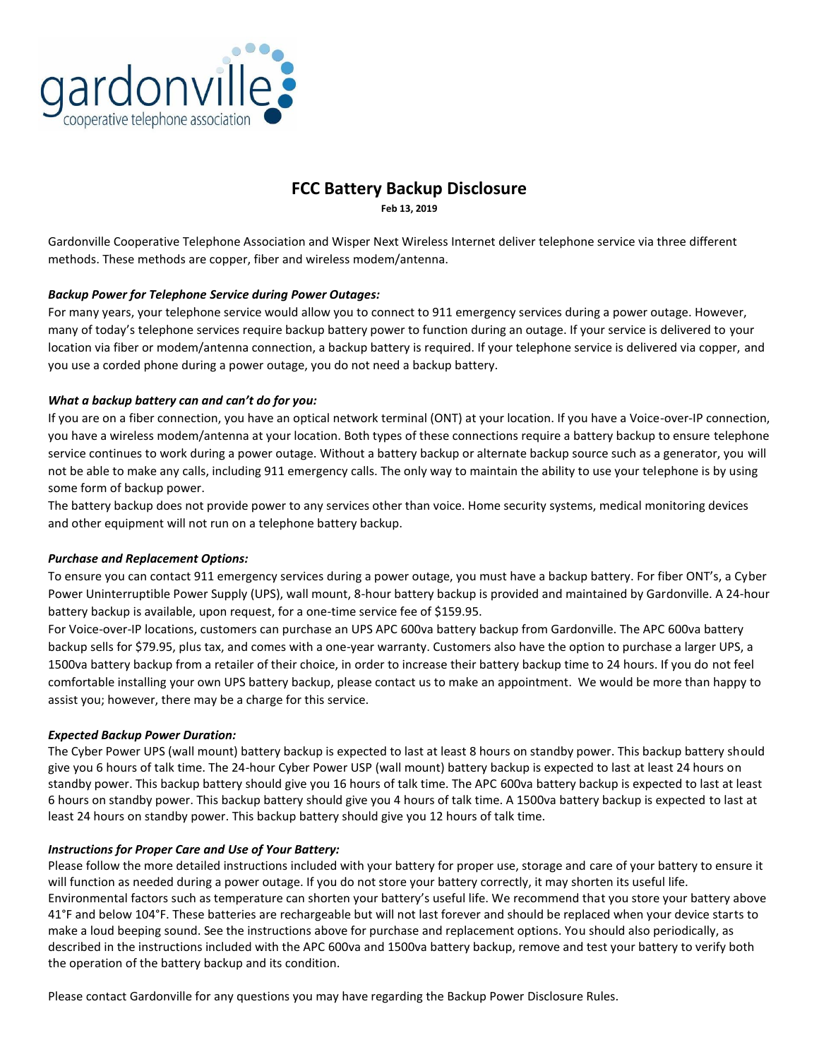gardonville
cooperative telephone association

# FCC Battery Backup Disclosure

**Feb 13, 2019**

Gardonville Cooperative Telephone Association and Wisper Next Wireless Internet deliver telephone service via three different methods. These methods are copper, fiber and wireless modem/antenna.

***Backup Power for Telephone Service during Power Outages:***

For many years, your telephone service would allow you to connect to 911 emergency services during a power outage. However, many of today's telephone services require backup battery power to function during an outage. If your service is delivered to your location via fiber or modem/antenna connection, a backup battery is required. If your telephone service is delivered via copper, and you use a corded phone during a power outage, you do not need a backup battery.

***What a backup battery can and can't do for you:***

If you are on a fiber connection, you have an optical network terminal (ONT) at your location. If you have a Voice-over-IP connection, you have a wireless modem/antenna at your location. Both types of these connections require a battery backup to ensure telephone service continues to work during a power outage. Without a battery backup or alternate backup source such as a generator, you will not be able to make any calls, including 911 emergency calls. The only way to maintain the ability to use your telephone is by using some form of backup power.

The battery backup does not provide power to any services other than voice. Home security systems, medical monitoring devices and other equipment will not run on a telephone battery backup.

***Purchase and Replacement Options:***

To ensure you can contact 911 emergency services during a power outage, you must have a backup battery. For fiber ONT's, a Cyber Power Uninterruptible Power Supply (UPS), wall mount, 8-hour battery backup is provided and maintained by Gardonville. A 24-hour battery backup is available, upon request, for a one-time service fee of $159.95.

For Voice-over-IP locations, customers can purchase an UPS APC 600va battery backup from Gardonville. The APC 600va battery backup sells for $79.95, plus tax, and comes with a one-year warranty. Customers also have the option to purchase a larger UPS, a 1500va battery backup from a retailer of their choice, in order to increase their battery backup time to 24 hours. If you do not feel comfortable installing your own UPS battery backup, please contact us to make an appointment. We would be more than happy to assist you; however, there may be a charge for this service.

***Expected Backup Power Duration:***

The Cyber Power UPS (wall mount) battery backup is expected to last at least 8 hours on standby power. This backup battery should give you 6 hours of talk time. The 24-hour Cyber Power USP (wall mount) battery backup is expected to last at least 24 hours on standby power. This backup battery should give you 16 hours of talk time. The APC 600va battery backup is expected to last at least 6 hours on standby power. This backup battery should give you 4 hours of talk time. A 1500va battery backup is expected to last at least 24 hours on standby power. This backup battery should give you 12 hours of talk time.

***Instructions for Proper Care and Use of Your Battery:***

Please follow the more detailed instructions included with your battery for proper use, storage and care of your battery to ensure it will function as needed during a power outage. If you do not store your battery correctly, it may shorten its useful life. Environmental factors such as temperature can shorten your battery's useful life. We recommend that you store your battery above 41°F and below 104°F. These batteries are rechargeable but will not last forever and should be replaced when your device starts to make a loud beeping sound. See the instructions above for purchase and replacement options. You should also periodically, as described in the instructions included with the APC 600va and 1500va battery backup, remove and test your battery to verify both the operation of the battery backup and its condition.

Please contact Gardonville for any questions you may have regarding the Backup Power Disclosure Rules.